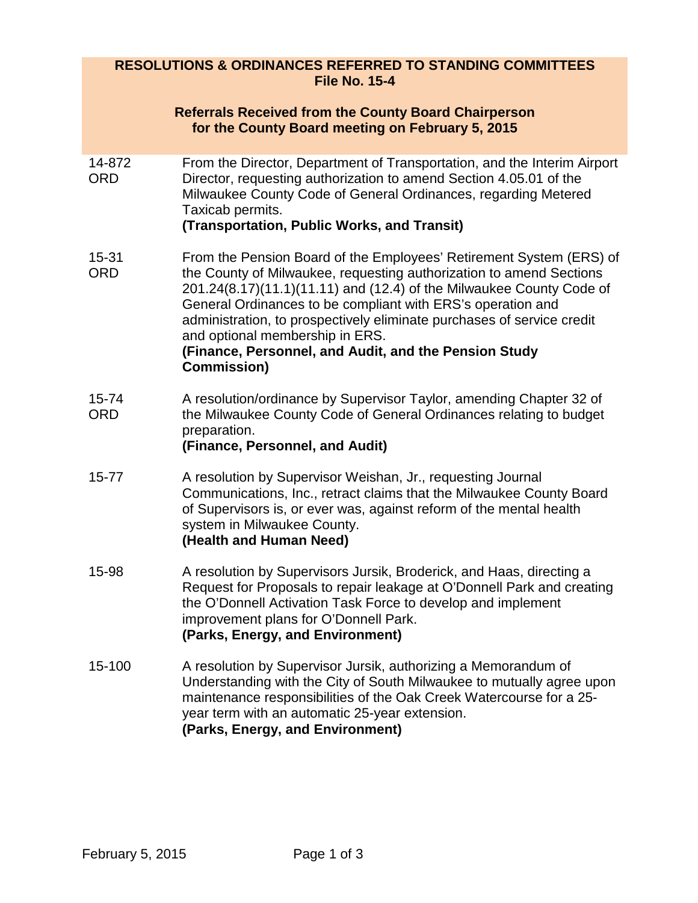# RESOLUTIONS & ORDINANCES REFERRED TO STANDING COMMITTEES
## File No. 15-4

### Referrals Received from the County Board Chairperson for the County Board meeting on February 5, 2015

| | |
|---|---|
| 14-872 ORD | From the Director, Department of Transportation, and the Interim Airport Director, requesting authorization to amend Section 4.05.01 of the Milwaukee County Code of General Ordinances, regarding Metered Taxicab permits. **(Transportation, Public Works, and Transit)** |
| 15-31 ORD | From the Pension Board of the Employees' Retirement System (ERS) of the County of Milwaukee, requesting authorization to amend Sections 201.24(8.17)(11.1)(11.11) and (12.4) of the Milwaukee County Code of General Ordinances to be compliant with ERS's operation and administration, to prospectively eliminate purchases of service credit and optional membership in ERS. **(Finance, Personnel, and Audit, and the Pension Study Commission)** |
| 15-74 ORD | A resolution/ordinance by Supervisor Taylor, amending Chapter 32 of the Milwaukee County Code of General Ordinances relating to budget preparation. **(Finance, Personnel, and Audit)** |
| 15-77 | A resolution by Supervisor Weishan, Jr., requesting Journal Communications, Inc., retract claims that the Milwaukee County Board of Supervisors is, or ever was, against reform of the mental health system in Milwaukee County. **(Health and Human Need)** |
| 15-98 | A resolution by Supervisors Jursik, Broderick, and Haas, directing a Request for Proposals to repair leakage at O'Donnell Park and creating the O'Donnell Activation Task Force to develop and implement improvement plans for O'Donnell Park. **(Parks, Energy, and Environment)** |
| 15-100 | A resolution by Supervisor Jursik, authorizing a Memorandum of Understanding with the City of South Milwaukee to mutually agree upon maintenance responsibilities of the Oak Creek Watercourse for a 25-year term with an automatic 25-year extension. **(Parks, Energy, and Environment)** |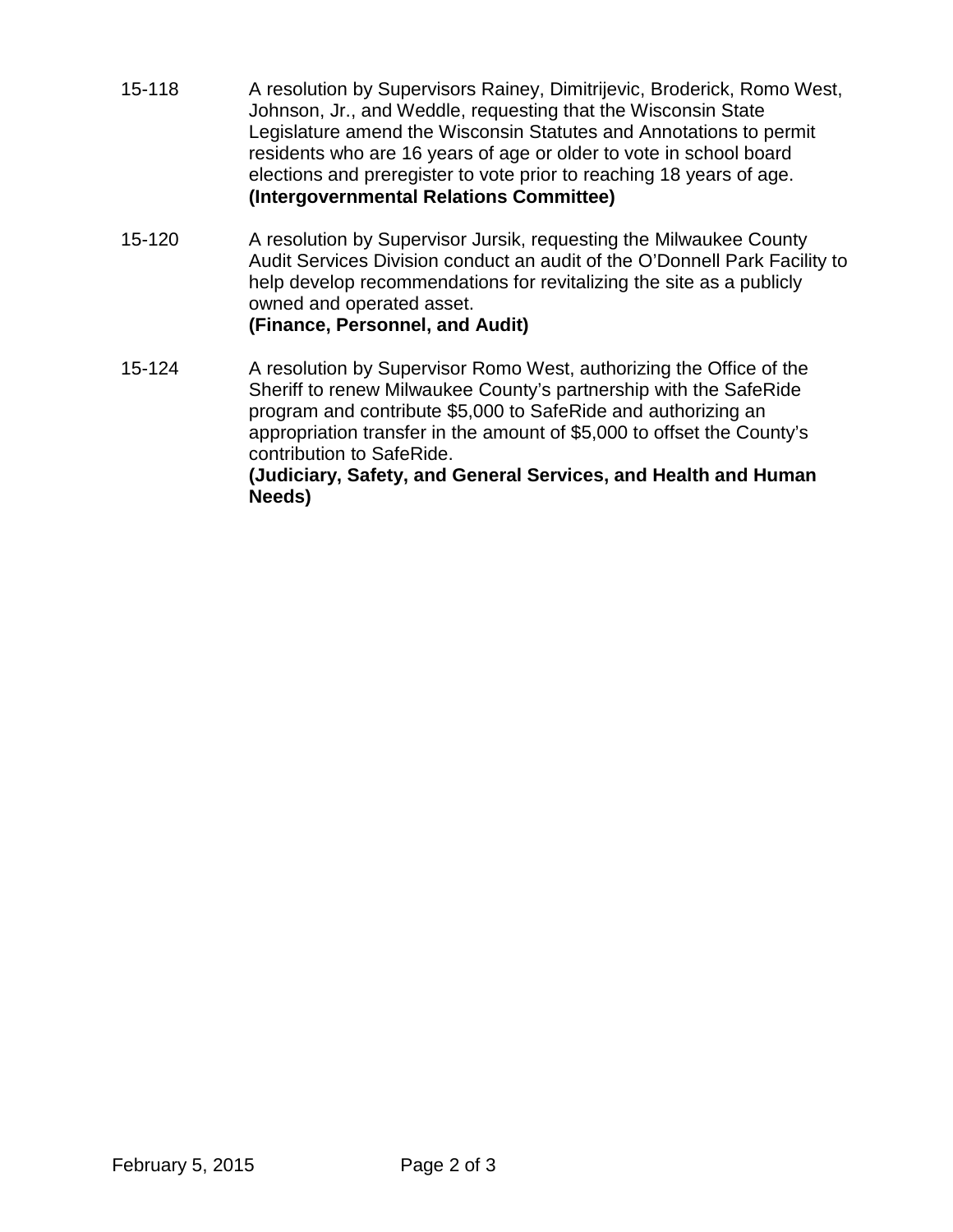15-118 A resolution by Supervisors Rainey, Dimitrijevic, Broderick, Romo West, Johnson, Jr., and Weddle, requesting that the Wisconsin State Legislature amend the Wisconsin Statutes and Annotations to permit residents who are 16 years of age or older to vote in school board elections and preregister to vote prior to reaching 18 years of age. **(Intergovernmental Relations Committee)**

15-120 A resolution by Supervisor Jursik, requesting the Milwaukee County Audit Services Division conduct an audit of the O'Donnell Park Facility to help develop recommendations for revitalizing the site as a publicly owned and operated asset. **(Finance, Personnel, and Audit)**

15-124 A resolution by Supervisor Romo West, authorizing the Office of the Sheriff to renew Milwaukee County's partnership with the SafeRide program and contribute $5,000 to SafeRide and authorizing an appropriation transfer in the amount of $5,000 to offset the County's contribution to SafeRide. **(Judiciary, Safety, and General Services, and Health and Human Needs)**

February 5, 2015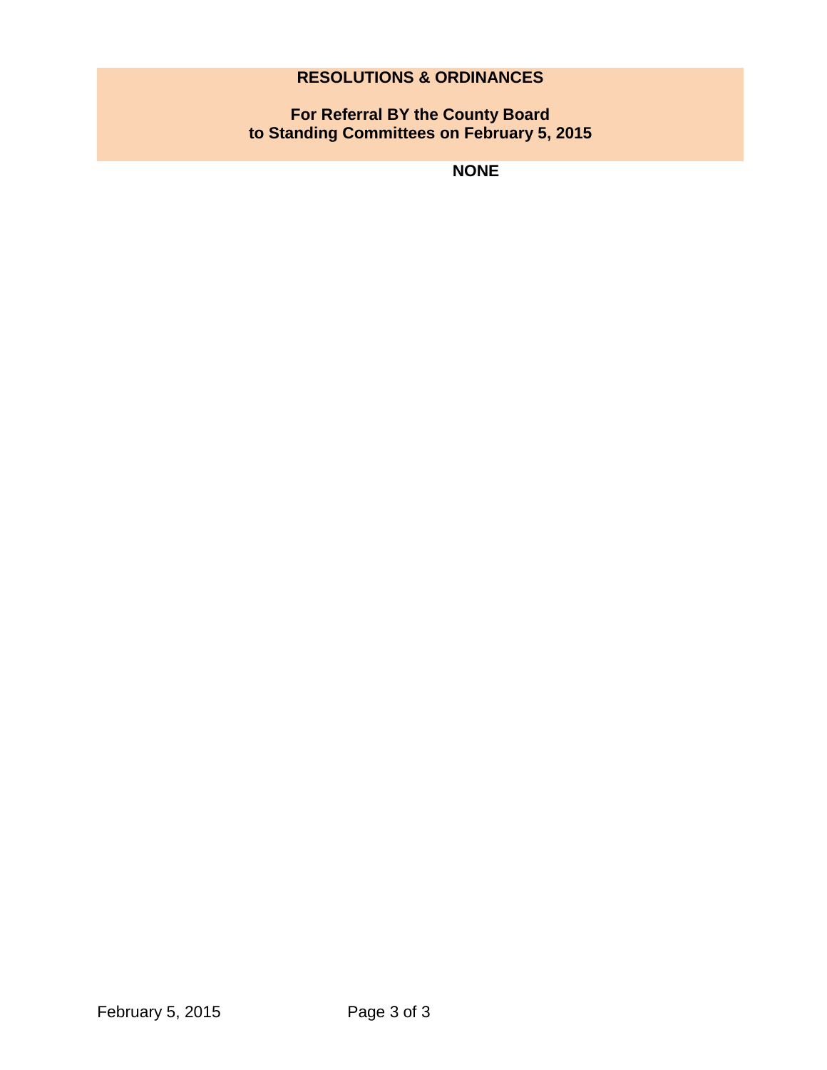## RESOLUTIONS & ORDINANCES

**For Referral BY the County Board to Standing Committees on February 5, 2015**

**NONE**